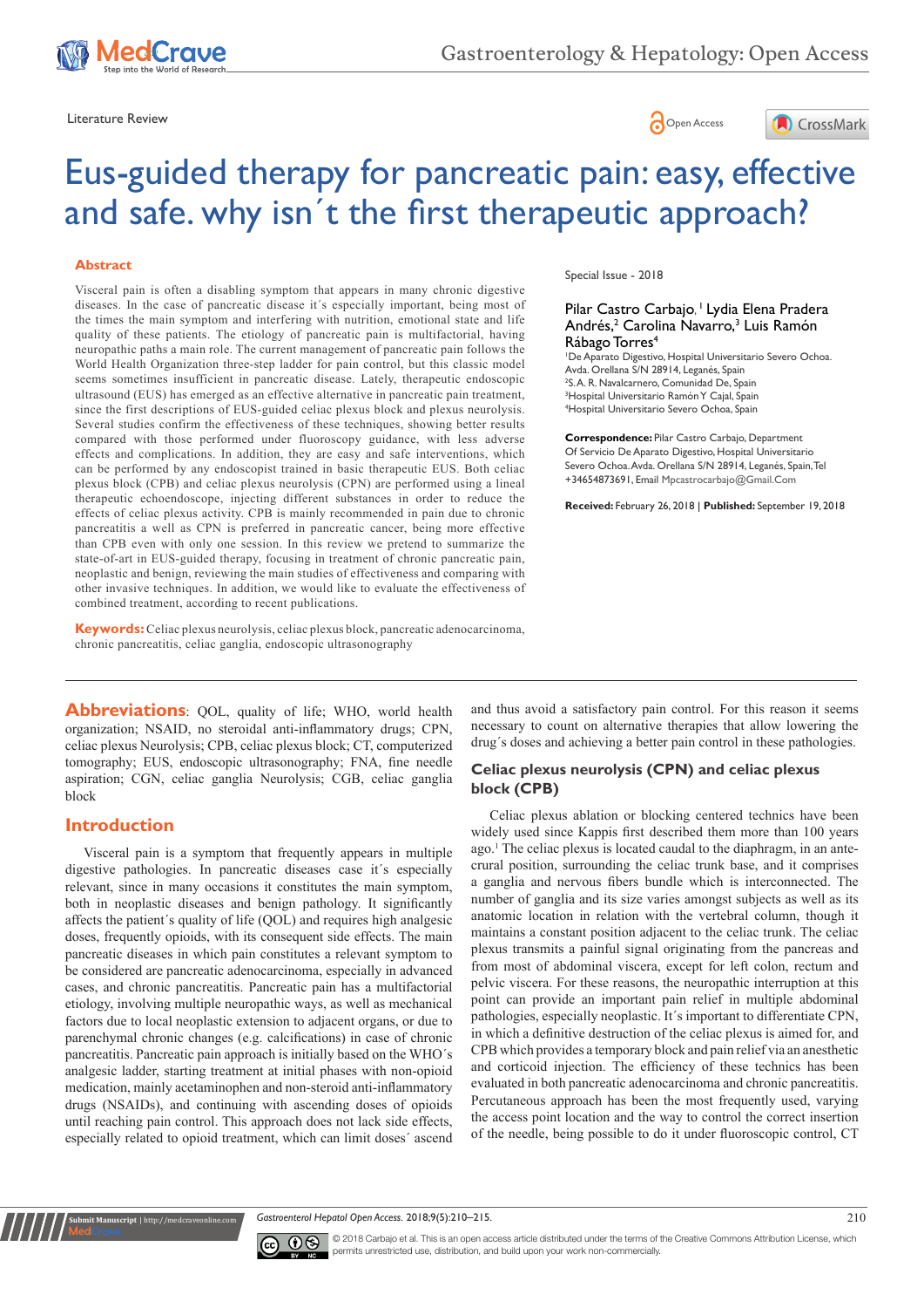Literature Review

# Eus-guided therapy for pancreatic pain: easy, effective and safe. why isn´t the first therapeutic approach?

## Abstract

Visceral pain is often a disabling symptom that appears in many chronic digestive diseases. In the case of pancreatic disease it´s especially important, being most of the times the main symptom and interfering with nutrition, emotional state and life quality of these patients. The etiology of pancreatic pain is multifactorial, having neuropathic paths a main role. The current management of pancreatic pain follows the World Health Organization three-step ladder for pain control, but this classic model seems sometimes insufficient in pancreatic disease. Lately, therapeutic endoscopic ultrasound (EUS) has emerged as an effective alternative in pancreatic pain treatment, since the first descriptions of EUS-guided celiac plexus block and plexus neurolysis. Several studies confirm the effectiveness of these techniques, showing better results compared with those performed under fluoroscopy guidance, with less adverse effects and complications. In addition, they are easy and safe interventions, which can be performed by any endoscopist trained in basic therapeutic EUS. Both celiac plexus block (CPB) and celiac plexus neurolysis (CPN) are performed using a lineal therapeutic echoendoscope, injecting different substances in order to reduce the effects of celiac plexus activity. CPB is mainly recommended in pain due to chronic pancreatitis a well as CPN is preferred in pancreatic cancer, being more effective than CPB even with only one session. In this review we pretend to summarize the state-of-art in EUS-guided therapy, focusing in treatment of chronic pancreatic pain, neoplastic and benign, reviewing the main studies of effectiveness and comparing with other invasive techniques. In addition, we would like to evaluate the effectiveness of combined treatment, according to recent publications.

**Keywords:** Celiac plexus neurolysis, celiac plexus block, pancreatic adenocarcinoma, chronic pancreatitis, celiac ganglia, endoscopic ultrasonography

Special Issue - 2018

Pilar Castro Carbajo,[1] Lydia Elena Pradera Andrés,[2] Carolina Navarro,[3] Luis Ramón Rábago Torres[4]

[1]De Aparato Digestivo, Hospital Universitario Severo Ochoa. Avda. Orellana S/N 28914, Leganés, Spain
[2]S.A. R. Navalcarnero, Comunidad De, Spain
[3]Hospital Universitario Ramón Y Cajal, Spain
[4]Hospital Universitario Severo Ochoa, Spain

**Correspondence:** Pilar Castro Carbajo, Department Of Servicio De Aparato Digestivo, Hospital Universitario Severo Ochoa. Avda. Orellana S/N 28914, Leganés, Spain, Tel +34654873691, Email Mpcastrocarbajo@Gmail.Com

**Received:** February 26, 2018 | **Published:** September 19, 2018

**Abbreviations**: QOL, quality of life; WHO, world health organization; NSAID, no steroidal anti-inflammatory drugs; CPN, celiac plexus Neurolysis; CPB, celiac plexus block; CT, computerized tomography; EUS, endoscopic ultrasonography; FNA, fine needle aspiration; CGN, celiac ganglia Neurolysis; CGB, celiac ganglia block

## Introduction

Visceral pain is a symptom that frequently appears in multiple digestive pathologies. In pancreatic diseases case it´s especially relevant, since in many occasions it constitutes the main symptom, both in neoplastic diseases and benign pathology. It significantly affects the patient´s quality of life (QOL) and requires high analgesic doses, frequently opioids, with its consequent side effects. The main pancreatic diseases in which pain constitutes a relevant symptom to be considered are pancreatic adenocarcinoma, especially in advanced cases, and chronic pancreatitis. Pancreatic pain has a multifactorial etiology, involving multiple neuropathic ways, as well as mechanical factors due to local neoplastic extension to adjacent organs, or due to parenchymal chronic changes (e.g. calcifications) in case of chronic pancreatitis. Pancreatic pain approach is initially based on the WHO´s analgesic ladder, starting treatment at initial phases with non-opioid medication, mainly acetaminophen and non-steroid anti-inflammatory drugs (NSAIDs), and continuing with ascending doses of opioids until reaching pain control. This approach does not lack side effects, especially related to opioid treatment, which can limit doses´ ascend and thus avoid a satisfactory pain control. For this reason it seems necessary to count on alternative therapies that allow lowering the drug´s doses and achieving a better pain control in these pathologies.

### Celiac plexus neurolysis (CPN) and celiac plexus block (CPB)

Celiac plexus ablation or blocking centered technics have been widely used since Kappis first described them more than 100 years ago.[1] The celiac plexus is located caudal to the diaphragm, in an antecrural position, surrounding the celiac trunk base, and it comprises a ganglia and nervous fibers bundle which is interconnected. The number of ganglia and its size varies amongst subjects as well as its anatomic location in relation with the vertebral column, though it maintains a constant position adjacent to the celiac trunk. The celiac plexus transmits a painful signal originating from the pancreas and from most of abdominal viscera, except for left colon, rectum and pelvic viscera. For these reasons, the neuropathic interruption at this point can provide an important pain relief in multiple abdominal pathologies, especially neoplastic. It´s important to differentiate CPN, in which a definitive destruction of the celiac plexus is aimed for, and CPB which provides a temporary block and pain relief via an anesthetic and corticoid injection. The efficiency of these technics has been evaluated in both pancreatic adenocarcinoma and chronic pancreatitis. Percutaneous approach has been the most frequently used, varying the access point location and the way to control the correct insertion of the needle, being possible to do it under fluoroscopic control, CT

© 2018 Carbajo et al. This is an open access article distributed under the terms of the Creative Commons Attribution License, which permits unrestricted use, distribution, and build upon your work non-commercially.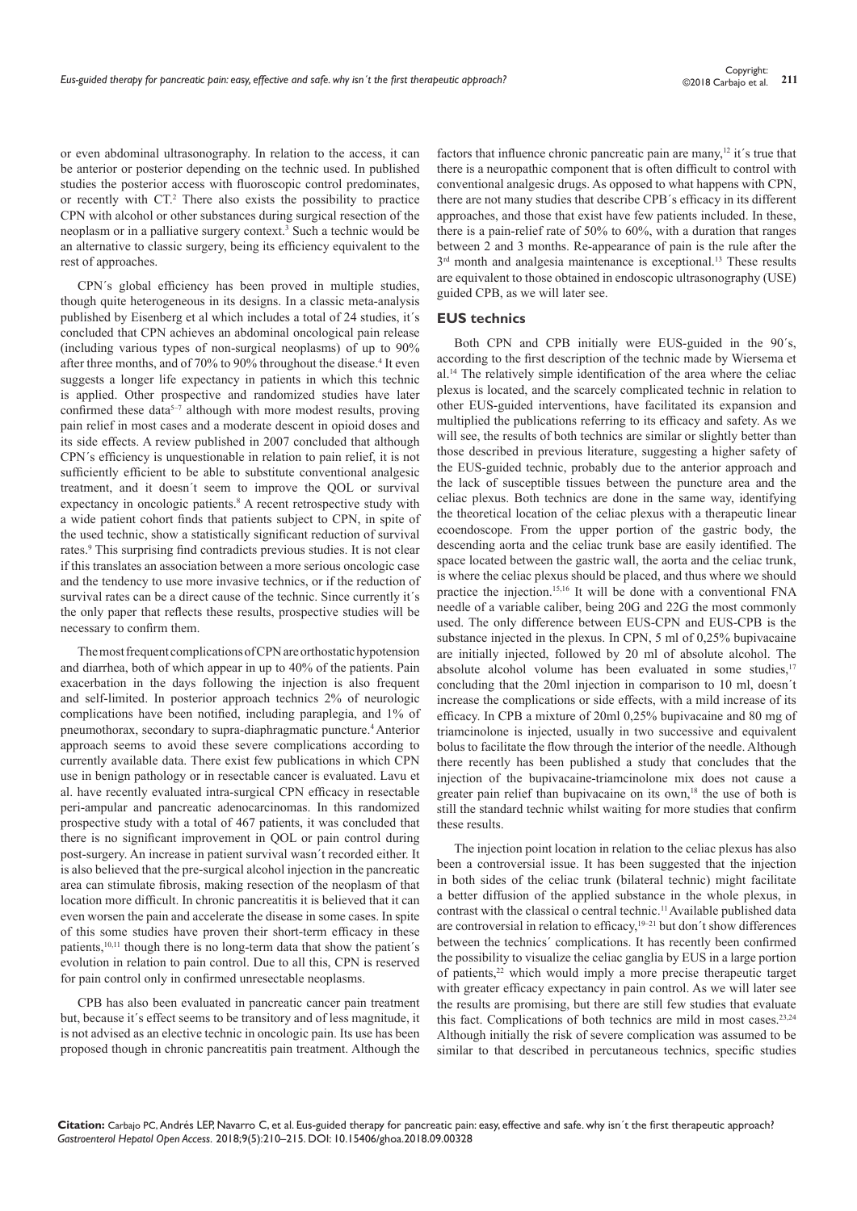or even abdominal ultrasonography. In relation to the access, it can be anterior or posterior depending on the technic used. In published studies the posterior access with fluoroscopic control predominates, or recently with CT.[2] There also exists the possibility to practice CPN with alcohol or other substances during surgical resection of the neoplasm or in a palliative surgery context.[3] Such a technic would be an alternative to classic surgery, being its efficiency equivalent to the rest of approaches.

CPN´s global efficiency has been proved in multiple studies, though quite heterogeneous in its designs. In a classic meta-analysis published by Eisenberg et al which includes a total of 24 studies, it´s concluded that CPN achieves an abdominal oncological pain release (including various types of non-surgical neoplasms) of up to 90% after three months, and of 70% to 90% throughout the disease.[4] It even suggests a longer life expectancy in patients in which this technic is applied. Other prospective and randomized studies have later confirmed these data[5–7] although with more modest results, proving pain relief in most cases and a moderate descent in opioid doses and its side effects. A review published in 2007 concluded that although CPN´s efficiency is unquestionable in relation to pain relief, it is not sufficiently efficient to be able to substitute conventional analgesic treatment, and it doesn´t seem to improve the QOL or survival expectancy in oncologic patients.[8] A recent retrospective study with a wide patient cohort finds that patients subject to CPN, in spite of the used technic, show a statistically significant reduction of survival rates.[9] This surprising find contradicts previous studies. It is not clear if this translates an association between a more serious oncologic case and the tendency to use more invasive technics, or if the reduction of survival rates can be a direct cause of the technic. Since currently it´s the only paper that reflects these results, prospective studies will be necessary to confirm them.

The most frequent complications of CPN are orthostatic hypotension and diarrhea, both of which appear in up to 40% of the patients. Pain exacerbation in the days following the injection is also frequent and self-limited. In posterior approach technics 2% of neurologic complications have been notified, including paraplegia, and 1% of pneumothorax, secondary to supra-diaphragmatic puncture.[4] Anterior approach seems to avoid these severe complications according to currently available data. There exist few publications in which CPN use in benign pathology or in resectable cancer is evaluated. Lavu et al. have recently evaluated intra-surgical CPN efficacy in resectable peri-ampular and pancreatic adenocarcinomas. In this randomized prospective study with a total of 467 patients, it was concluded that there is no significant improvement in QOL or pain control during post-surgery. An increase in patient survival wasn´t recorded either. It is also believed that the pre-surgical alcohol injection in the pancreatic area can stimulate fibrosis, making resection of the neoplasm of that location more difficult. In chronic pancreatitis it is believed that it can even worsen the pain and accelerate the disease in some cases. In spite of this some studies have proven their short-term efficacy in these patients,[10,11] though there is no long-term data that show the patient´s evolution in relation to pain control. Due to all this, CPN is reserved for pain control only in confirmed unresectable neoplasms.

CPB has also been evaluated in pancreatic cancer pain treatment but, because it´s effect seems to be transitory and of less magnitude, it is not advised as an elective technic in oncologic pain. Its use has been proposed though in chronic pancreatitis pain treatment. Although the factors that influence chronic pancreatic pain are many,[12] it´s true that there is a neuropathic component that is often difficult to control with conventional analgesic drugs. As opposed to what happens with CPN, there are not many studies that describe CPB´s efficacy in its different approaches, and those that exist have few patients included. In these, there is a pain-relief rate of 50% to 60%, with a duration that ranges between 2 and 3 months. Re-appearance of pain is the rule after the 3rd month and analgesia maintenance is exceptional.[13] These results are equivalent to those obtained in endoscopic ultrasonography (USE) guided CPB, as we will later see.

## EUS technics

Both CPN and CPB initially were EUS-guided in the 90´s, according to the first description of the technic made by Wiersema et al.[14] The relatively simple identification of the area where the celiac plexus is located, and the scarcely complicated technic in relation to other EUS-guided interventions, have facilitated its expansion and multiplied the publications referring to its efficacy and safety. As we will see, the results of both technics are similar or slightly better than those described in previous literature, suggesting a higher safety of the EUS-guided technic, probably due to the anterior approach and the lack of susceptible tissues between the puncture area and the celiac plexus. Both technics are done in the same way, identifying the theoretical location of the celiac plexus with a therapeutic linear ecoendoscope. From the upper portion of the gastric body, the descending aorta and the celiac trunk base are easily identified. The space located between the gastric wall, the aorta and the celiac trunk, is where the celiac plexus should be placed, and thus where we should practice the injection.[15,16] It will be done with a conventional FNA needle of a variable caliber, being 20G and 22G the most commonly used. The only difference between EUS-CPN and EUS-CPB is the substance injected in the plexus. In CPN, 5 ml of 0,25% bupivacaine are initially injected, followed by 20 ml of absolute alcohol. The absolute alcohol volume has been evaluated in some studies,[17] concluding that the 20ml injection in comparison to 10 ml, doesn´t increase the complications or side effects, with a mild increase of its efficacy. In CPB a mixture of 20ml 0,25% bupivacaine and 80 mg of triamcinolone is injected, usually in two successive and equivalent bolus to facilitate the flow through the interior of the needle. Although there recently has been published a study that concludes that the injection of the bupivacaine-triamcinolone mix does not cause a greater pain relief than bupivacaine on its own,[18] the use of both is still the standard technic whilst waiting for more studies that confirm these results.

The injection point location in relation to the celiac plexus has also been a controversial issue. It has been suggested that the injection in both sides of the celiac trunk (bilateral technic) might facilitate a better diffusion of the applied substance in the whole plexus, in contrast with the classical o central technic.[11] Available published data are controversial in relation to efficacy,[19–21] but don´t show differences between the technics´ complications. It has recently been confirmed the possibility to visualize the celiac ganglia by EUS in a large portion of patients,[22] which would imply a more precise therapeutic target with greater efficacy expectancy in pain control. As we will later see the results are promising, but there are still few studies that evaluate this fact. Complications of both technics are mild in most cases.[23,24] Although initially the risk of severe complication was assumed to be similar to that described in percutaneous technics, specific studies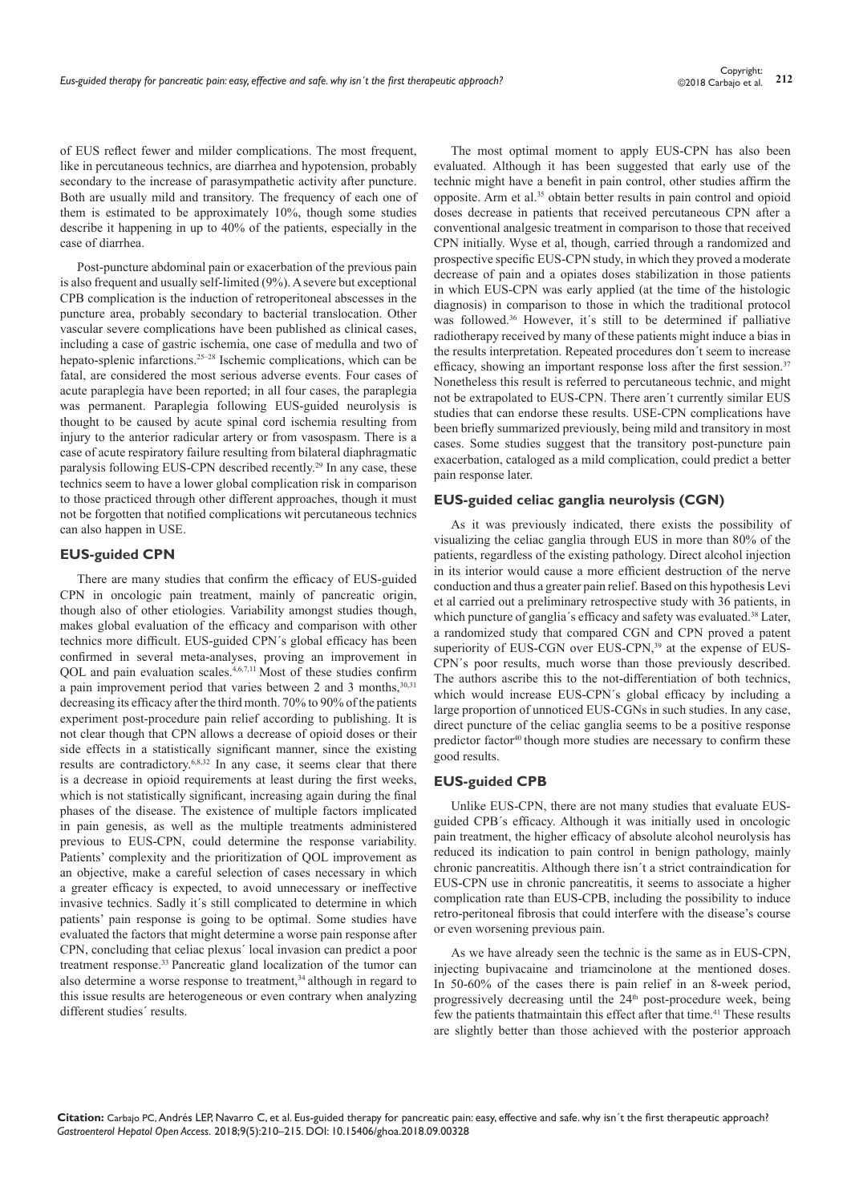of EUS reflect fewer and milder complications. The most frequent, like in percutaneous technics, are diarrhea and hypotension, probably secondary to the increase of parasympathetic activity after puncture. Both are usually mild and transitory. The frequency of each one of them is estimated to be approximately 10%, though some studies describe it happening in up to 40% of the patients, especially in the case of diarrhea.

Post-puncture abdominal pain or exacerbation of the previous pain is also frequent and usually self-limited (9%). A severe but exceptional CPB complication is the induction of retroperitoneal abscesses in the puncture area, probably secondary to bacterial translocation. Other vascular severe complications have been published as clinical cases, including a case of gastric ischemia, one case of medulla and two of hepato-splenic infarctions.[25–28] Ischemic complications, which can be fatal, are considered the most serious adverse events. Four cases of acute paraplegia have been reported; in all four cases, the paraplegia was permanent. Paraplegia following EUS-guided neurolysis is thought to be caused by acute spinal cord ischemia resulting from injury to the anterior radicular artery or from vasospasm. There is a case of acute respiratory failure resulting from bilateral diaphragmatic paralysis following EUS-CPN described recently.[29] In any case, these technics seem to have a lower global complication risk in comparison to those practiced through other different approaches, though it must not be forgotten that notified complications wit percutaneous technics can also happen in USE.

### EUS-guided CPN

There are many studies that confirm the efficacy of EUS-guided CPN in oncologic pain treatment, mainly of pancreatic origin, though also of other etiologies. Variability amongst studies though, makes global evaluation of the efficacy and comparison with other technics more difficult. EUS-guided CPN´s global efficacy has been confirmed in several meta-analyses, proving an improvement in QOL and pain evaluation scales.[4,6,7,11] Most of these studies confirm a pain improvement period that varies between 2 and 3 months,[30,31] decreasing its efficacy after the third month. 70% to 90% of the patients experiment post-procedure pain relief according to publishing. It is not clear though that CPN allows a decrease of opioid doses or their side effects in a statistically significant manner, since the existing results are contradictory.[6,8,32] In any case, it seems clear that there is a decrease in opioid requirements at least during the first weeks, which is not statistically significant, increasing again during the final phases of the disease. The existence of multiple factors implicated in pain genesis, as well as the multiple treatments administered previous to EUS-CPN, could determine the response variability. Patients' complexity and the prioritization of QOL improvement as an objective, make a careful selection of cases necessary in which a greater efficacy is expected, to avoid unnecessary or ineffective invasive technics. Sadly it´s still complicated to determine in which patients' pain response is going to be optimal. Some studies have evaluated the factors that might determine a worse pain response after CPN, concluding that celiac plexus´ local invasion can predict a poor treatment response.[33] Pancreatic gland localization of the tumor can also determine a worse response to treatment,[34] although in regard to this issue results are heterogeneous or even contrary when analyzing different studies´ results.

The most optimal moment to apply EUS-CPN has also been evaluated. Although it has been suggested that early use of the technic might have a benefit in pain control, other studies affirm the opposite. Arm et al.[35] obtain better results in pain control and opioid doses decrease in patients that received percutaneous CPN after a conventional analgesic treatment in comparison to those that received CPN initially. Wyse et al, though, carried through a randomized and prospective specific EUS-CPN study, in which they proved a moderate decrease of pain and a opiates doses stabilization in those patients in which EUS-CPN was early applied (at the time of the histologic diagnosis) in comparison to those in which the traditional protocol was followed.[36] However, it´s still to be determined if palliative radiotherapy received by many of these patients might induce a bias in the results interpretation. Repeated procedures don´t seem to increase efficacy, showing an important response loss after the first session.[37] Nonetheless this result is referred to percutaneous technic, and might not be extrapolated to EUS-CPN. There aren´t currently similar EUS studies that can endorse these results. USE-CPN complications have been briefly summarized previously, being mild and transitory in most cases. Some studies suggest that the transitory post-puncture pain exacerbation, cataloged as a mild complication, could predict a better pain response later.

### EUS-guided celiac ganglia neurolysis (CGN)

As it was previously indicated, there exists the possibility of visualizing the celiac ganglia through EUS in more than 80% of the patients, regardless of the existing pathology. Direct alcohol injection in its interior would cause a more efficient destruction of the nerve conduction and thus a greater pain relief. Based on this hypothesis Levi et al carried out a preliminary retrospective study with 36 patients, in which puncture of ganglia´s efficacy and safety was evaluated.[38] Later, a randomized study that compared CGN and CPN proved a patent superiority of EUS-CGN over EUS-CPN,[39] at the expense of EUS-CPN´s poor results, much worse than those previously described. The authors ascribe this to the not-differentiation of both technics, which would increase EUS-CPN´s global efficacy by including a large proportion of unnoticed EUS-CGNs in such studies. In any case, direct puncture of the celiac ganglia seems to be a positive response predictor factor[40] though more studies are necessary to confirm these good results.

### EUS-guided CPB

Unlike EUS-CPN, there are not many studies that evaluate EUS-guided CPB´s efficacy. Although it was initially used in oncologic pain treatment, the higher efficacy of absolute alcohol neurolysis has reduced its indication to pain control in benign pathology, mainly chronic pancreatitis. Although there isn´t a strict contraindication for EUS-CPN use in chronic pancreatitis, it seems to associate a higher complication rate than EUS-CPB, including the possibility to induce retro-peritoneal fibrosis that could interfere with the disease's course or even worsening previous pain.

As we have already seen the technic is the same as in EUS-CPN, injecting bupivacaine and triamcinolone at the mentioned doses. In 50-60% of the cases there is pain relief in an 8-week period, progressively decreasing until the 24th post-procedure week, being few the patients thatmaintain this effect after that time.[41] These results are slightly better than those achieved with the posterior approach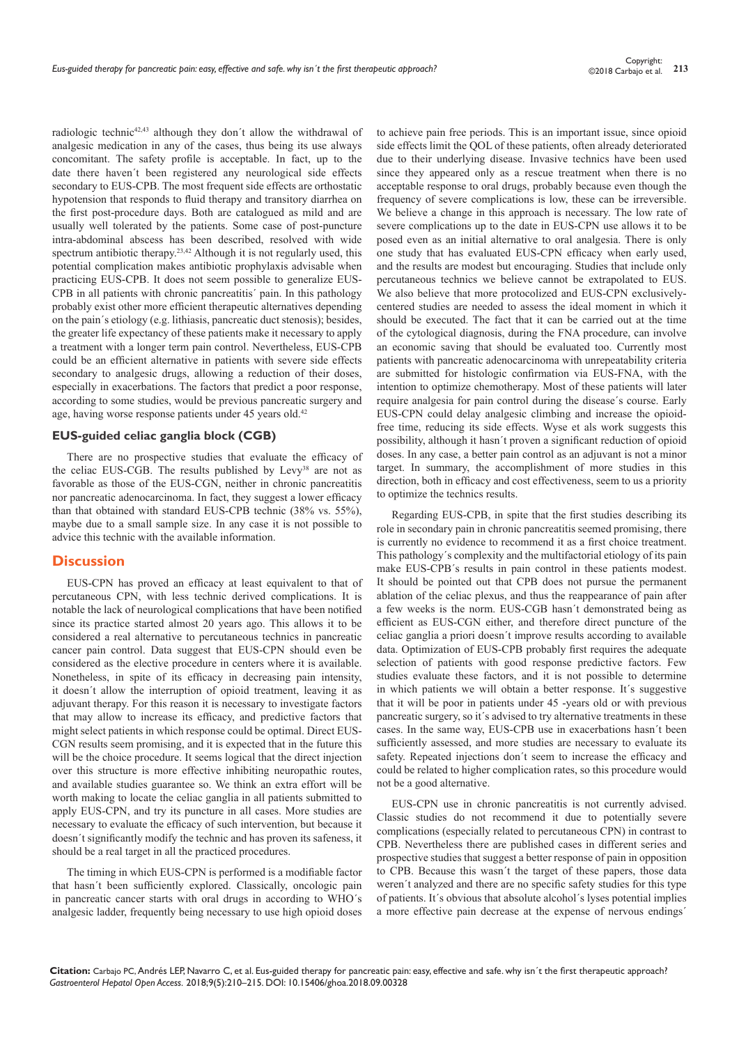radiologic technic[42,43] although they don´t allow the withdrawal of analgesic medication in any of the cases, thus being its use always concomitant. The safety profile is acceptable. In fact, up to the date there haven't been registered any neurological side effects secondary to EUS-CPB. The most frequent side effects are orthostatic hypotension that responds to fluid therapy and transitory diarrhea on the first post-procedure days. Both are catalogued as mild and are usually well tolerated by the patients. Some case of post-puncture intra-abdominal abscess has been described, resolved with wide spectrum antibiotic therapy.[23,42] Although it is not regularly used, this potential complication makes antibiotic prophylaxis advisable when practicing EUS-CPB. It does not seem possible to generalize EUS-CPB in all patients with chronic pancreatitis´ pain. In this pathology probably exist other more efficient therapeutic alternatives depending on the pain´s etiology (e.g. lithiasis, pancreatic duct stenosis); besides, the greater life expectancy of these patients make it necessary to apply a treatment with a longer term pain control. Nevertheless, EUS-CPB could be an efficient alternative in patients with severe side effects secondary to analgesic drugs, allowing a reduction of their doses, especially in exacerbations. The factors that predict a poor response, according to some studies, would be previous pancreatic surgery and age, having worse response patients under 45 years old.[42]

### EUS-guided celiac ganglia block (CGB)

There are no prospective studies that evaluate the efficacy of the celiac EUS-CGB. The results published by Levy[38] are not as favorable as those of the EUS-CGN, neither in chronic pancreatitis nor pancreatic adenocarcinoma. In fact, they suggest a lower efficacy than that obtained with standard EUS-CPB technic (38% vs. 55%), maybe due to a small sample size. In any case it is not possible to advice this technic with the available information.

## Discussion

EUS-CPN has proved an efficacy at least equivalent to that of percutaneous CPN, with less technic derived complications. It is notable the lack of neurological complications that have been notified since its practice started almost 20 years ago. This allows it to be considered a real alternative to percutaneous technics in pancreatic cancer pain control. Data suggest that EUS-CPN should even be considered as the elective procedure in centers where it is available. Nonetheless, in spite of its efficacy in decreasing pain intensity, it doesn´t allow the interruption of opioid treatment, leaving it as adjuvant therapy. For this reason it is necessary to investigate factors that may allow to increase its efficacy, and predictive factors that might select patients in which response could be optimal. Direct EUS-CGN results seem promising, and it is expected that in the future this will be the choice procedure. It seems logical that the direct injection over this structure is more effective inhibiting neuropathic routes, and available studies guarantee so. We think an extra effort will be worth making to locate the celiac ganglia in all patients submitted to apply EUS-CPN, and try its puncture in all cases. More studies are necessary to evaluate the efficacy of such intervention, but because it doesn´t significantly modify the technic and has proven its safeness, it should be a real target in all the practiced procedures.

The timing in which EUS-CPN is performed is a modifiable factor that hasn´t been sufficiently explored. Classically, oncologic pain in pancreatic cancer starts with oral drugs in according to WHO´s analgesic ladder, frequently being necessary to use high opioid doses to achieve pain free periods. This is an important issue, since opioid side effects limit the QOL of these patients, often already deteriorated due to their underlying disease. Invasive technics have been used since they appeared only as a rescue treatment when there is no acceptable response to oral drugs, probably because even though the frequency of severe complications is low, these can be irreversible. We believe a change in this approach is necessary. The low rate of severe complications up to the date in EUS-CPN use allows it to be posed even as an initial alternative to oral analgesia. There is only one study that has evaluated EUS-CPN efficacy when early used, and the results are modest but encouraging. Studies that include only percutaneous technics we believe cannot be extrapolated to EUS. We also believe that more protocolized and EUS-CPN exclusively-centered studies are needed to assess the ideal moment in which it should be executed. The fact that it can be carried out at the time of the cytological diagnosis, during the FNA procedure, can involve an economic saving that should be evaluated too. Currently most patients with pancreatic adenocarcinoma with unrepeatability criteria are submitted for histologic confirmation via EUS-FNA, with the intention to optimize chemotherapy. Most of these patients will later require analgesia for pain control during the disease´s course. Early EUS-CPN could delay analgesic climbing and increase the opioid-free time, reducing its side effects. Wyse et als work suggests this possibility, although it hasn´t proven a significant reduction of opioid doses. In any case, a better pain control as an adjuvant is not a minor target. In summary, the accomplishment of more studies in this direction, both in efficacy and cost effectiveness, seem to us a priority to optimize the technics results.

Regarding EUS-CPB, in spite that the first studies describing its role in secondary pain in chronic pancreatitis seemed promising, there is currently no evidence to recommend it as a first choice treatment. This pathology´s complexity and the multifactorial etiology of its pain make EUS-CPB´s results in pain control in these patients modest. It should be pointed out that CPB does not pursue the permanent ablation of the celiac plexus, and thus the reappearance of pain after a few weeks is the norm. EUS-CGB hasn´t demonstrated being as efficient as EUS-CGN either, and therefore direct puncture of the celiac ganglia a priori doesn´t improve results according to available data. Optimization of EUS-CPB probably first requires the adequate selection of patients with good response predictive factors. Few studies evaluate these factors, and it is not possible to determine in which patients we will obtain a better response. It´s suggestive that it will be poor in patients under 45 -years old or with previous pancreatic surgery, so it´s advised to try alternative treatments in these cases. In the same way, EUS-CPB use in exacerbations hasn´t been sufficiently assessed, and more studies are necessary to evaluate its safety. Repeated injections don´t seem to increase the efficacy and could be related to higher complication rates, so this procedure would not be a good alternative.

EUS-CPN use in chronic pancreatitis is not currently advised. Classic studies do not recommend it due to potentially severe complications (especially related to percutaneous CPN) in contrast to CPB. Nevertheless there are published cases in different series and prospective studies that suggest a better response of pain in opposition to CPB. Because this wasn´t the target of these papers, those data weren´t analyzed and there are no specific safety studies for this type of patients. It´s obvious that absolute alcohol´s lyses potential implies a more effective pain decrease at the expense of nervous endings´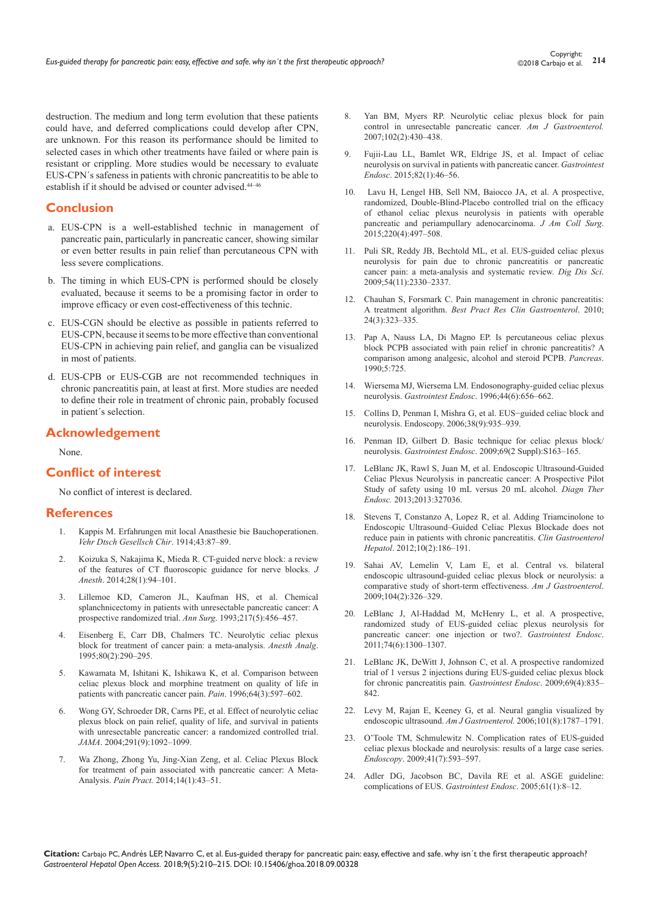destruction. The medium and long term evolution that these patients could have, and deferred complications could develop after CPN, are unknown. For this reason its performance should be limited to selected cases in which other treatments have failed or where pain is resistant or crippling. More studies would be necessary to evaluate EUS-CPN´s safeness in patients with chronic pancreatitis to be able to establish if it should be advised or counter advised.[44–46]

## Conclusion

a. EUS-CPN is a well-established technic in management of pancreatic pain, particularly in pancreatic cancer, showing similar or even better results in pain relief than percutaneous CPN with less severe complications.

b. The timing in which EUS-CPN is performed should be closely evaluated, because it seems to be a promising factor in order to improve efficacy or even cost-effectiveness of this technic.

c. EUS-CGN should be elective as possible in patients referred to EUS-CPN, because it seems to be more effective than conventional EUS-CPN in achieving pain relief, and ganglia can be visualized in most of patients.

d. EUS-CPB or EUS-CGB are not recommended techniques in chronic pancreatitis pain, at least at first. More studies are needed to define their role in treatment of chronic pain, probably focused in patient´s selection.

## Acknowledgement

None.

## Conflict of interest

No conflict of interest is declared.

## References

1. Kappis M. Erfahrungen mit local Anasthesie bie Bauchoperationen. *Vehr Dtsch Gesellsch Chir*. 1914;43:87–89.
2. Koizuka S, Nakajima K, Mieda R. CT-guided nerve block: a review of the features of CT fluoroscopic guidance for nerve blocks. *J Anesth*. 2014;28(1):94–101.
3. Lillemoe KD, Cameron JL, Kaufman HS, et al. Chemical splanchnicectomy in patients with unresectable pancreatic cancer: A prospective randomized trial. *Ann Surg*. 1993;217(5):456–457.
4. Eisenberg E, Carr DB, Chalmers TC. Neurolytic celiac plexus block for treatment of cancer pain: a meta-analysis. *Anesth Analg*. 1995;80(2):290–295.
5. Kawamata M, Ishitani K, Ishikawa K, et al. Comparison between celiac plexus block and morphine treatment on quality of life in patients with pancreatic cancer pain. *Pain*. 1996;64(3):597–602.
6. Wong GY, Schroeder DR, Carns PE, et al. Effect of neurolytic celiac plexus block on pain relief, quality of life, and survival in patients with unresectable pancreatic cancer: a randomized controlled trial. *JAMA*. 2004;291(9):1092–1099.
7. Wa Zhong, Zhong Yu, Jing-Xian Zeng, et al. Celiac Plexus Block for treatment of pain associated with pancreatic cancer: A Meta-Analysis. *Pain Pract.* 2014;14(1):43–51.
8. Yan BM, Myers RP. Neurolytic celiac plexus block for pain control in unresectable pancreatic cancer. *Am J Gastroenterol.* 2007;102(2):430–438.
9. Fujii-Lau LL, Bamlet WR, Eldrige JS, et al. Impact of celiac neurolysis on survival in patients with pancreatic cancer. *Gastrointest Endosc*. 2015;82(1):46–56.
10. Lavu H, Lengel HB, Sell NM, Baiocco JA, et al. A prospective, randomized, Double-Blind-Placebo controlled trial on the efficacy of ethanol celiac plexus neurolysis in patients with operable pancreatic and periampullary adenocarcinoma. *J Am Coll Surg*. 2015;220(4):497–508.
11. Puli SR, Reddy JB, Bechtold ML, et al. EUS-guided celiac plexus neurolysis for pain due to chronic pancreatitis or pancreatic cancer pain: a meta-analysis and systematic review. *Dig Dis Sci*. 2009;54(11):2330–2337.
12. Chauhan S, Forsmark C. Pain management in chronic pancreatitis: A treatment algorithm. *Best Pract Res Clin Gastroenterol*. 2010; 24(3):323–335.
13. Pap A, Nauss LA, Di Magno EP. Is percutaneous celiac plexus block PCPB associated with pain relief in chronic pancreatitis? A comparison among analgesic, alcohol and steroid PCPB. *Pancreas*. 1990;5:725.
14. Wiersema MJ, Wiersema LM. Endosonography-guided celiac plexus neurolysis. *Gastrointest Endosc*. 1996;44(6):656–662.
15. Collins D, Penman I, Mishra G, et al. EUS−guided celiac block and neurolysis. Endoscopy. 2006;38(9):935–939.
16. Penman ID, Gilbert D. Basic technique for celiac plexus block/ neurolysis. *Gastrointest Endosc*. 2009;69(2 Suppl):S163–165.
17. LeBlanc JK, Rawl S, Juan M, et al. Endoscopic Ultrasound-Guided Celiac Plexus Neurolysis in pancreatic cancer: A Prospective Pilot Study of safety using 10 mL versus 20 mL alcohol. *Diagn Ther Endosc.* 2013;2013:327036.
18. Stevens T, Constanzo A, Lopez R, et al. Adding Triamcinolone to Endoscopic Ultrasound–Guided Celiac Plexus Blockade does not reduce pain in patients with chronic pancreatitis. *Clin Gastroenterol Hepatol*. 2012;10(2):186–191.
19. Sahai AV, Lemelin V, Lam E, et al. Central vs. bilateral endoscopic ultrasound-guided celiac plexus block or neurolysis: a comparative study of short-term effectiveness. *Am J Gastroenterol*. 2009;104(2):326–329.
20. LeBlanc J, Al-Haddad M, McHenry L, et al. A prospective, randomized study of EUS-guided celiac plexus neurolysis for pancreatic cancer: one injection or two?. *Gastrointest Endosc*. 2011;74(6):1300–1307.
21. LeBlanc JK, DeWitt J, Johnson C, et al. A prospective randomized trial of 1 versus 2 injections during EUS-guided celiac plexus block for chronic pancreatitis pain. *Gastrointest Endosc*. 2009;69(4):835–842.
22. Levy M, Rajan E, Keeney G, et al. Neural ganglia visualized by endoscopic ultrasound. *Am J Gastroenterol.* 2006;101(8):1787–1791.
23. O'Toole TM, Schmulewitz N. Complication rates of EUS-guided celiac plexus blockade and neurolysis: results of a large case series. *Endoscopy*. 2009;41(7):593–597.
24. Adler DG, Jacobson BC, Davila RE et al. ASGE guideline: complications of EUS. *Gastrointest Endosc*. 2005;61(1):8–12.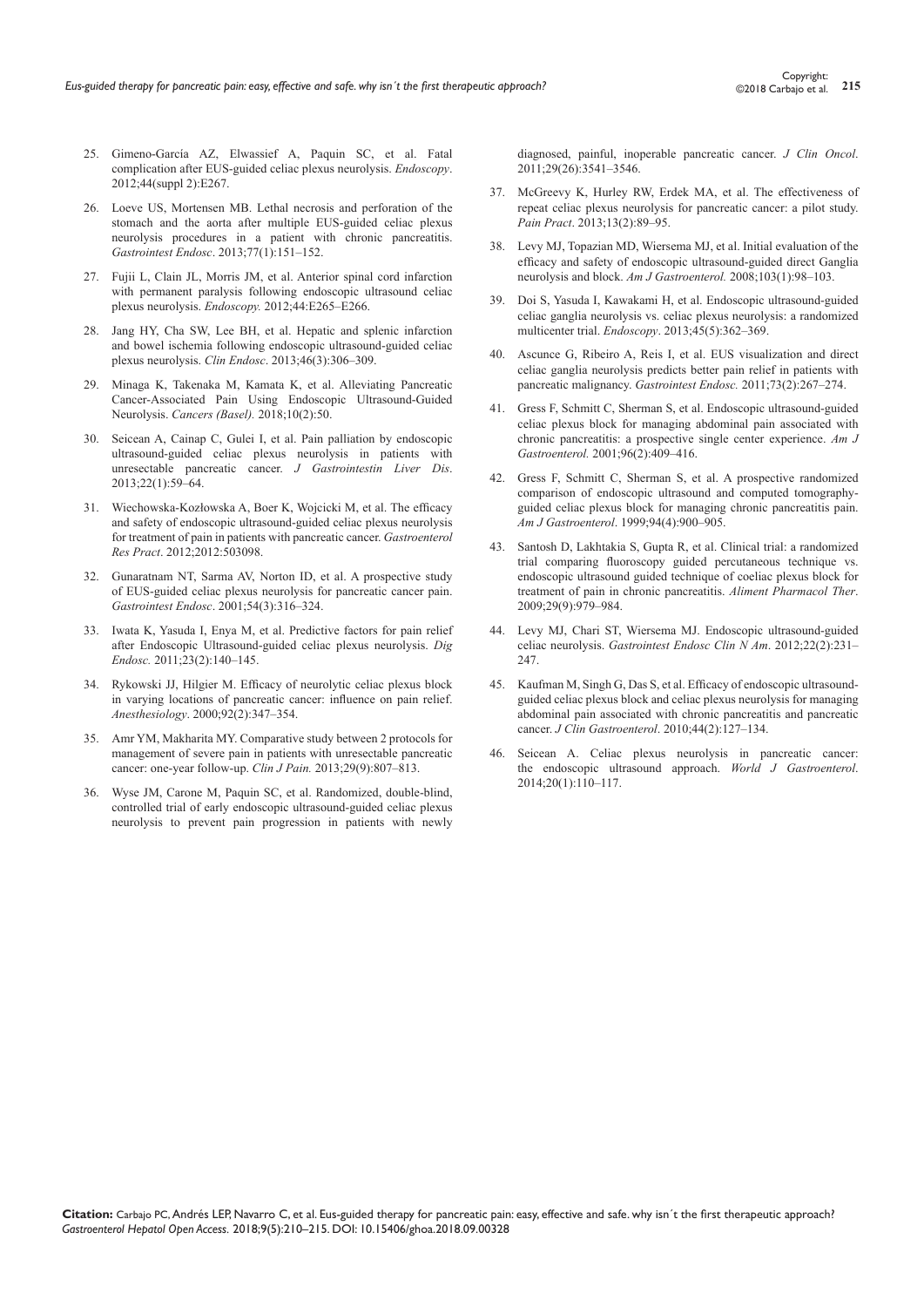25. Gimeno-García AZ, Elwassief A, Paquin SC, et al. Fatal complication after EUS-guided celiac plexus neurolysis. *Endoscopy*. 2012;44(suppl 2):E267.
26. Loeve US, Mortensen MB. Lethal necrosis and perforation of the stomach and the aorta after multiple EUS-guided celiac plexus neurolysis procedures in a patient with chronic pancreatitis. *Gastrointest Endosc*. 2013;77(1):151–152.
27. Fujii L, Clain JL, Morris JM, et al. Anterior spinal cord infarction with permanent paralysis following endoscopic ultrasound celiac plexus neurolysis. *Endoscopy.* 2012;44:E265–E266.
28. Jang HY, Cha SW, Lee BH, et al. Hepatic and splenic infarction and bowel ischemia following endoscopic ultrasound-guided celiac plexus neurolysis. *Clin Endosc*. 2013;46(3):306–309.
29. Minaga K, Takenaka M, Kamata K, et al. Alleviating Pancreatic Cancer-Associated Pain Using Endoscopic Ultrasound-Guided Neurolysis. *Cancers (Basel).* 2018;10(2):50.
30. Seicean A, Cainap C, Gulei I, et al. Pain palliation by endoscopic ultrasound-guided celiac plexus neurolysis in patients with unresectable pancreatic cancer. *J Gastrointestin Liver Dis*. 2013;22(1):59–64.
31. Wiechowska-Kozłowska A, Boer K, Wojcicki M, et al. The efficacy and safety of endoscopic ultrasound-guided celiac plexus neurolysis for treatment of pain in patients with pancreatic cancer. *Gastroenterol Res Pract*. 2012;2012:503098.
32. Gunaratnam NT, Sarma AV, Norton ID, et al. A prospective study of EUS-guided celiac plexus neurolysis for pancreatic cancer pain. *Gastrointest Endosc*. 2001;54(3):316–324.
33. Iwata K, Yasuda I, Enya M, et al. Predictive factors for pain relief after Endoscopic Ultrasound-guided celiac plexus neurolysis. *Dig Endosc.* 2011;23(2):140–145.
34. Rykowski JJ, Hilgier M. Efficacy of neurolytic celiac plexus block in varying locations of pancreatic cancer: influence on pain relief. *Anesthesiology*. 2000;92(2):347–354.
35. Amr YM, Makharita MY. Comparative study between 2 protocols for management of severe pain in patients with unresectable pancreatic cancer: one-year follow-up. *Clin J Pain.* 2013;29(9):807–813.
36. Wyse JM, Carone M, Paquin SC, et al. Randomized, double-blind, controlled trial of early endoscopic ultrasound-guided celiac plexus neurolysis to prevent pain progression in patients with newly diagnosed, painful, inoperable pancreatic cancer. *J Clin Oncol*. 2011;29(26):3541–3546.
37. McGreevy K, Hurley RW, Erdek MA, et al. The effectiveness of repeat celiac plexus neurolysis for pancreatic cancer: a pilot study. *Pain Pract*. 2013;13(2):89–95.
38. Levy MJ, Topazian MD, Wiersema MJ, et al. Initial evaluation of the efficacy and safety of endoscopic ultrasound-guided direct Ganglia neurolysis and block. *Am J Gastroenterol.* 2008;103(1):98–103.
39. Doi S, Yasuda I, Kawakami H, et al. Endoscopic ultrasound-guided celiac ganglia neurolysis vs. celiac plexus neurolysis: a randomized multicenter trial. *Endoscopy*. 2013;45(5):362–369.
40. Ascunce G, Ribeiro A, Reis I, et al. EUS visualization and direct celiac ganglia neurolysis predicts better pain relief in patients with pancreatic malignancy. *Gastrointest Endosc.* 2011;73(2):267–274.
41. Gress F, Schmitt C, Sherman S, et al. Endoscopic ultrasound-guided celiac plexus block for managing abdominal pain associated with chronic pancreatitis: a prospective single center experience. *Am J Gastroenterol.* 2001;96(2):409–416.
42. Gress F, Schmitt C, Sherman S, et al. A prospective randomized comparison of endoscopic ultrasound and computed tomography-guided celiac plexus block for managing chronic pancreatitis pain. *Am J Gastroenterol*. 1999;94(4):900–905.
43. Santosh D, Lakhtakia S, Gupta R, et al. Clinical trial: a randomized trial comparing fluoroscopy guided percutaneous technique vs. endoscopic ultrasound guided technique of coeliac plexus block for treatment of pain in chronic pancreatitis. *Aliment Pharmacol Ther*. 2009;29(9):979–984.
44. Levy MJ, Chari ST, Wiersema MJ. Endoscopic ultrasound-guided celiac neurolysis. *Gastrointest Endosc Clin N Am*. 2012;22(2):231–247.
45. Kaufman M, Singh G, Das S, et al. Efficacy of endoscopic ultrasound-guided celiac plexus block and celiac plexus neurolysis for managing abdominal pain associated with chronic pancreatitis and pancreatic cancer. *J Clin Gastroenterol*. 2010;44(2):127–134.
46. Seicean A. Celiac plexus neurolysis in pancreatic cancer: the endoscopic ultrasound approach. *World J Gastroenterol*. 2014;20(1):110–117.